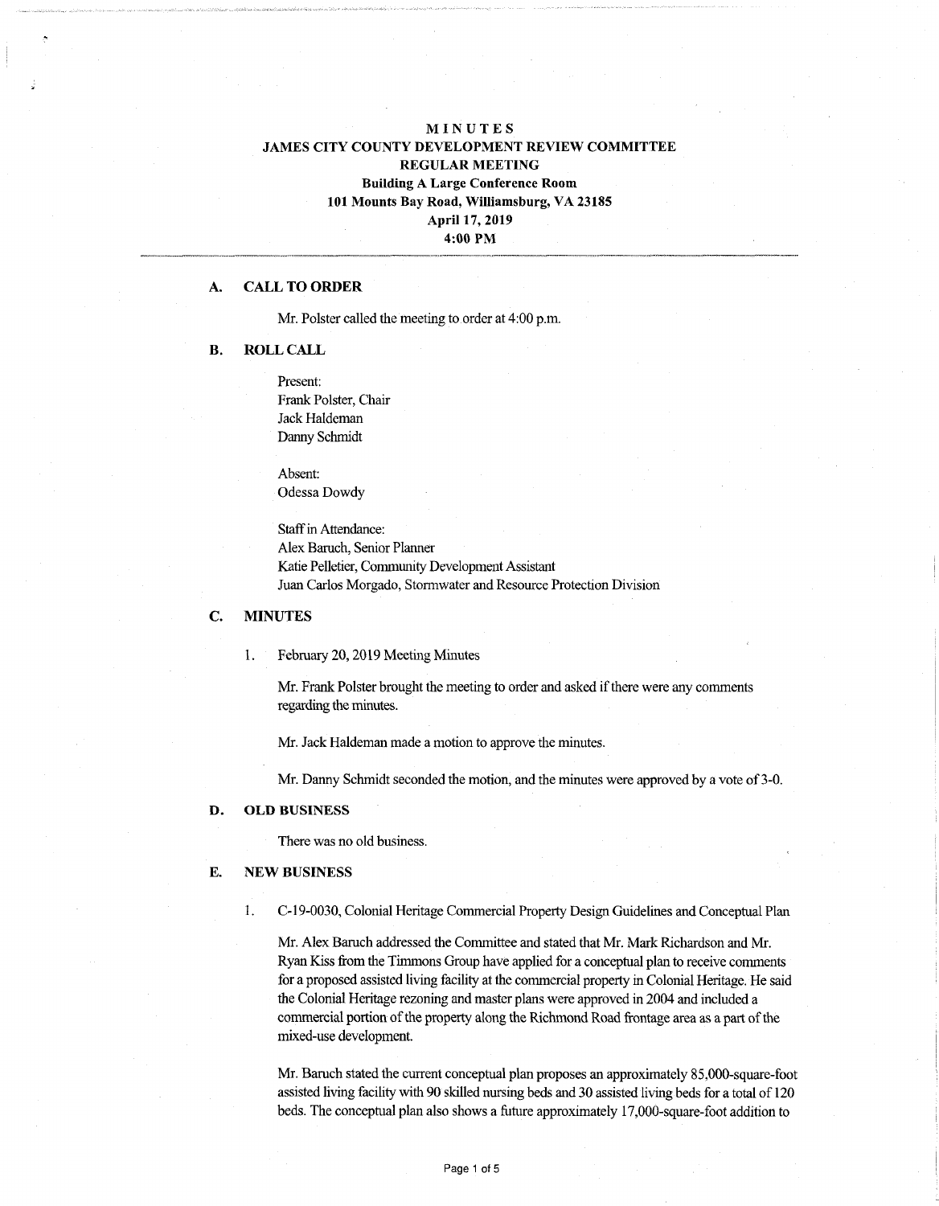# MINUTES
## JAMES CITY COUNTY DEVELOPMENT REVIEW COMMITTEE
## REGULAR MEETING

**Building A Large Conference Room**
**101 Mounts Bay Road, Williamsburg, VA 23185**
**April 17, 2019**
**4:00 PM**

---

### A. CALL TO ORDER

Mr. Polster called the meeting to order at 4:00 p.m.

### B. ROLL CALL

Present:
Frank Polster, Chair
Jack Haldeman
Danny Schmidt

Absent:
Odessa Dowdy

Staff in Attendance:
Alex Baruch, Senior Planner
Katie Pelletier, Community Development Assistant
Juan Carlos Morgado, Stormwater and Resource Protection Division

### C. MINUTES

1. February 20, 2019 Meeting Minutes

   Mr. Frank Polster brought the meeting to order and asked if there were any comments regarding the minutes.

   Mr. Jack Haldeman made a motion to approve the minutes.

   Mr. Danny Schmidt seconded the motion, and the minutes were approved by a vote of 3-0.

### D. OLD BUSINESS

There was no old business.

### E. NEW BUSINESS

1. C-19-0030, Colonial Heritage Commercial Property Design Guidelines and Conceptual Plan

   Mr. Alex Baruch addressed the Committee and stated that Mr. Mark Richardson and Mr. Ryan Kiss from the Timmons Group have applied for a conceptual plan to receive comments for a proposed assisted living facility at the commercial property in Colonial Heritage. He said the Colonial Heritage rezoning and master plans were approved in 2004 and included a commercial portion of the property along the Richmond Road frontage area as a part of the mixed-use development.

   Mr. Baruch stated the current conceptual plan proposes an approximately 85,000-square-foot assisted living facility with 90 skilled nursing beds and 30 assisted living beds for a total of 120 beds. The conceptual plan also shows a future approximately 17,000-square-foot addition to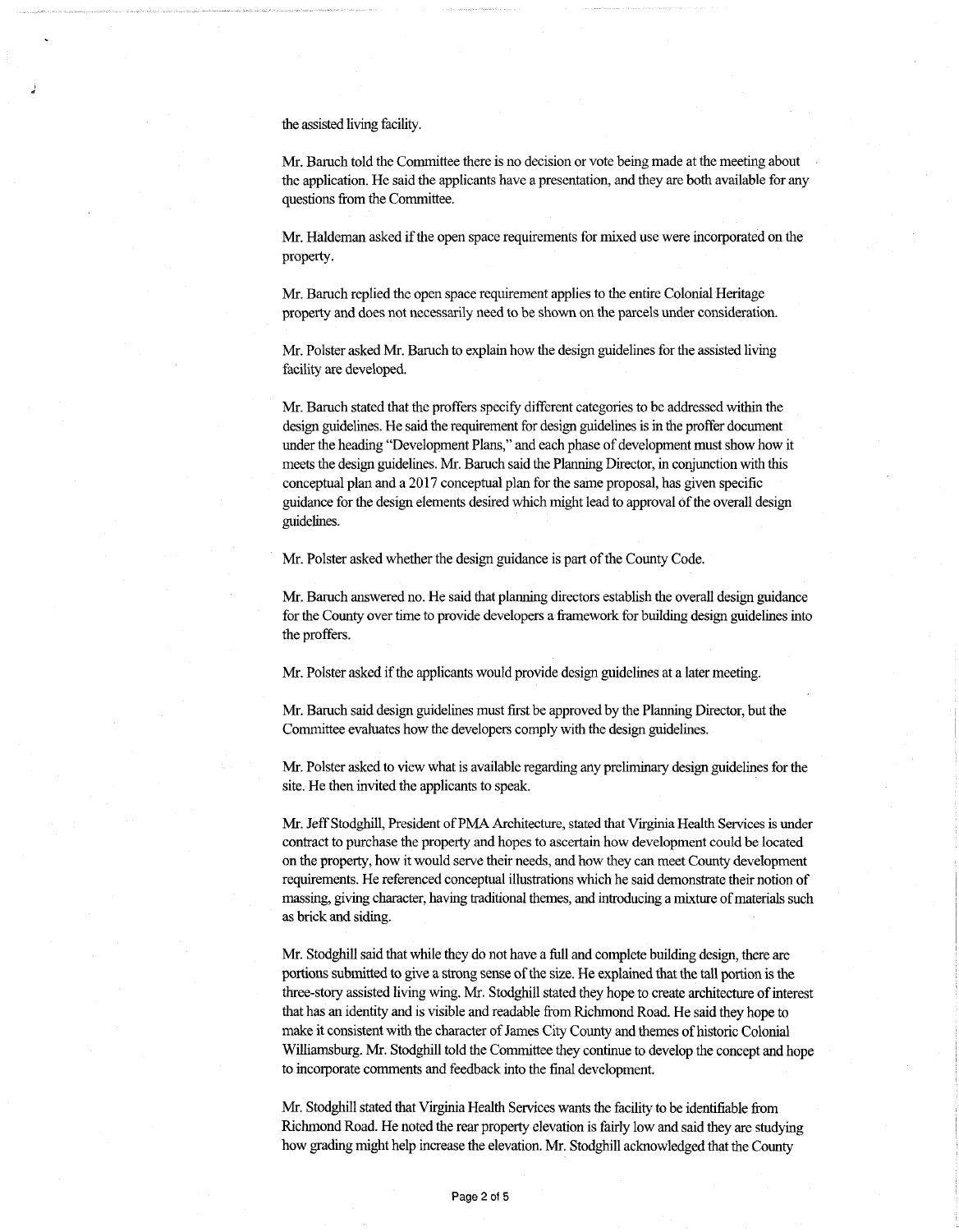the assisted living facility.

Mr. Baruch told the Committee there is no decision or vote being made at the meeting about the application. He said the applicants have a presentation, and they are both available for any questions from the Committee.

Mr. Haldeman asked if the open space requirements for mixed use were incorporated on the property.

Mr. Baruch replied the open space requirement applies to the entire Colonial Heritage property and does not necessarily need to be shown on the parcels under consideration.

Mr. Polster asked Mr. Baruch to explain how the design guidelines for the assisted living facility are developed.

Mr. Baruch stated that the proffers specify different categories to be addressed within the design guidelines. He said the requirement for design guidelines is in the proffer document under the heading "Development Plans," and each phase of development must show how it meets the design guidelines. Mr. Baruch said the Planning Director, in conjunction with this conceptual plan and a 2017 conceptual plan for the same proposal, has given specific guidance for the design elements desired which might lead to approval of the overall design guidelines.

Mr. Polster asked whether the design guidance is part of the County Code.

Mr. Baruch answered no. He said that planning directors establish the overall design guidance for the County over time to provide developers a framework for building design guidelines into the proffers.

Mr. Polster asked if the applicants would provide design guidelines at a later meeting.

Mr. Baruch said design guidelines must first be approved by the Planning Director, but the Committee evaluates how the developers comply with the design guidelines.

Mr. Polster asked to view what is available regarding any preliminary design guidelines for the site. He then invited the applicants to speak.

Mr. Jeff Stodghill, President of PMA Architecture, stated that Virginia Health Services is under contract to purchase the property and hopes to ascertain how development could be located on the property, how it would serve their needs, and how they can meet County development requirements. He referenced conceptual illustrations which he said demonstrate their notion of massing, giving character, having traditional themes, and introducing a mixture of materials such as brick and siding.

Mr. Stodghill said that while they do not have a full and complete building design, there are portions submitted to give a strong sense of the size. He explained that the tall portion is the three-story assisted living wing. Mr. Stodghill stated they hope to create architecture of interest that has an identity and is visible and readable from Richmond Road. He said they hope to make it consistent with the character of James City County and themes of historic Colonial Williamsburg. Mr. Stodghill told the Committee they continue to develop the concept and hope to incorporate comments and feedback into the final development.

Mr. Stodghill stated that Virginia Health Services wants the facility to be identifiable from Richmond Road. He noted the rear property elevation is fairly low and said they are studying how grading might help increase the elevation. Mr. Stodghill acknowledged that the County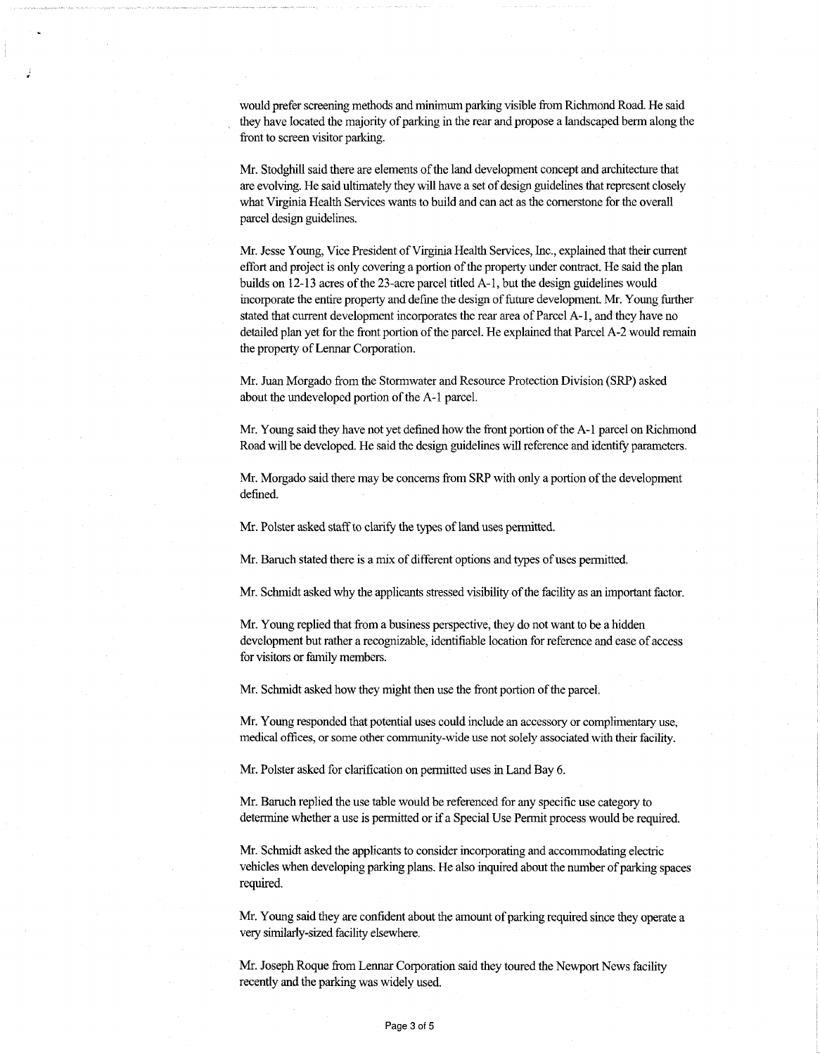would prefer screening methods and minimum parking visible from Richmond Road. He said they have located the majority of parking in the rear and propose a landscaped berm along the front to screen visitor parking.

Mr. Stodghill said there are elements of the land development concept and architecture that are evolving. He said ultimately they will have a set of design guidelines that represent closely what Virginia Health Services wants to build and can act as the cornerstone for the overall parcel design guidelines.

Mr. Jesse Young, Vice President of Virginia Health Services, Inc., explained that their current effort and project is only covering a portion of the property under contract. He said the plan builds on 12-13 acres of the 23-acre parcel titled A-1, but the design guidelines would incorporate the entire property and define the design of future development. Mr. Young further stated that current development incorporates the rear area of Parcel A-1, and they have no detailed plan yet for the front portion of the parcel. He explained that Parcel A-2 would remain the property of Lennar Corporation.

Mr. Juan Morgado from the Stormwater and Resource Protection Division (SRP) asked about the undeveloped portion of the A-1 parcel.

Mr. Young said they have not yet defined how the front portion of the A-1 parcel on Richmond Road will be developed. He said the design guidelines will reference and identify parameters.

Mr. Morgado said there may be concerns from SRP with only a portion of the development defined.

Mr. Polster asked staff to clarify the types of land uses permitted.

Mr. Baruch stated there is a mix of different options and types of uses permitted.

Mr. Schmidt asked why the applicants stressed visibility of the facility as an important factor.

Mr. Young replied that from a business perspective, they do not want to be a hidden development but rather a recognizable, identifiable location for reference and ease of access for visitors or family members.

Mr. Schmidt asked how they might then use the front portion of the parcel.

Mr. Young responded that potential uses could include an accessory or complimentary use, medical offices, or some other community-wide use not solely associated with their facility.

Mr. Polster asked for clarification on permitted uses in Land Bay 6.

Mr. Baruch replied the use table would be referenced for any specific use category to determine whether a use is permitted or if a Special Use Permit process would be required.

Mr. Schmidt asked the applicants to consider incorporating and accommodating electric vehicles when developing parking plans. He also inquired about the number of parking spaces required.

Mr. Young said they are confident about the amount of parking required since they operate a very similarly-sized facility elsewhere.

Mr. Joseph Roque from Lennar Corporation said they toured the Newport News facility recently and the parking was widely used.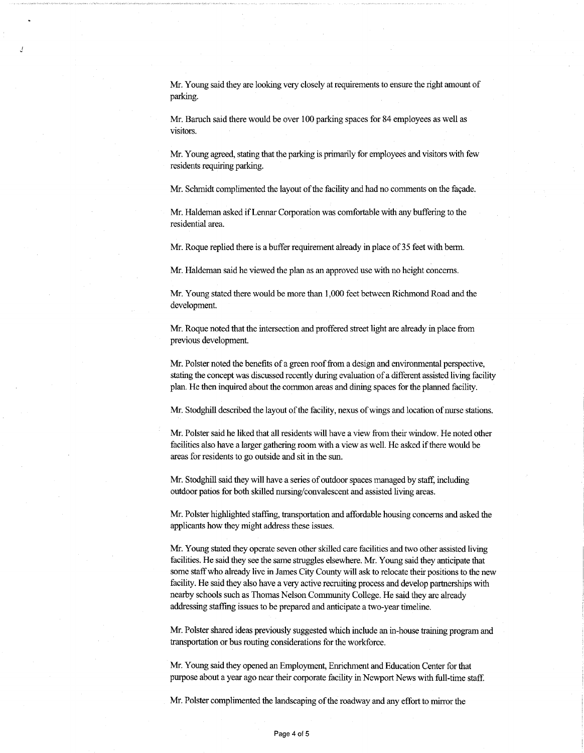Mr. Young said they are looking very closely at requirements to ensure the right amount of parking.

Mr. Baruch said there would be over 100 parking spaces for 84 employees as well as visitors.

Mr. Young agreed, stating that the parking is primarily for employees and visitors with few residents requiring parking.

Mr. Schmidt complimented the layout of the facility and had no comments on the façade.

Mr. Haldeman asked if Lennar Corporation was comfortable with any buffering to the residential area.

Mr. Roque replied there is a buffer requirement already in place of 35 feet with berm.

Mr. Haldeman said he viewed the plan as an approved use with no height concerns.

Mr. Young stated there would be more than 1,000 feet between Richmond Road and the development.

Mr. Roque noted that the intersection and proffered street light are already in place from previous development.

Mr. Polster noted the benefits of a green roof from a design and environmental perspective, stating the concept was discussed recently during evaluation of a different assisted living facility plan. He then inquired about the common areas and dining spaces for the planned facility.

Mr. Stodghill described the layout of the facility, nexus of wings and location of nurse stations.

Mr. Polster said he liked that all residents will have a view from their window. He noted other facilities also have a larger gathering room with a view as well. He asked if there would be areas for residents to go outside and sit in the sun.

Mr. Stodghill said they will have a series of outdoor spaces managed by staff, including outdoor patios for both skilled nursing/convalescent and assisted living areas.

Mr. Polster highlighted staffing, transportation and affordable housing concerns and asked the applicants how they might address these issues.

Mr. Young stated they operate seven other skilled care facilities and two other assisted living facilities. He said they see the same struggles elsewhere. Mr. Young said they anticipate that some staff who already live in James City County will ask to relocate their positions to the new facility. He said they also have a very active recruiting process and develop partnerships with nearby schools such as Thomas Nelson Community College. He said they are already addressing staffing issues to be prepared and anticipate a two-year timeline.

Mr. Polster shared ideas previously suggested which include an in-house training program and transportation or bus routing considerations for the workforce.

Mr. Young said they opened an Employment, Enrichment and Education Center for that purpose about a year ago near their corporate facility in Newport News with full-time staff.

Mr. Polster complimented the landscaping of the roadway and any effort to mirror the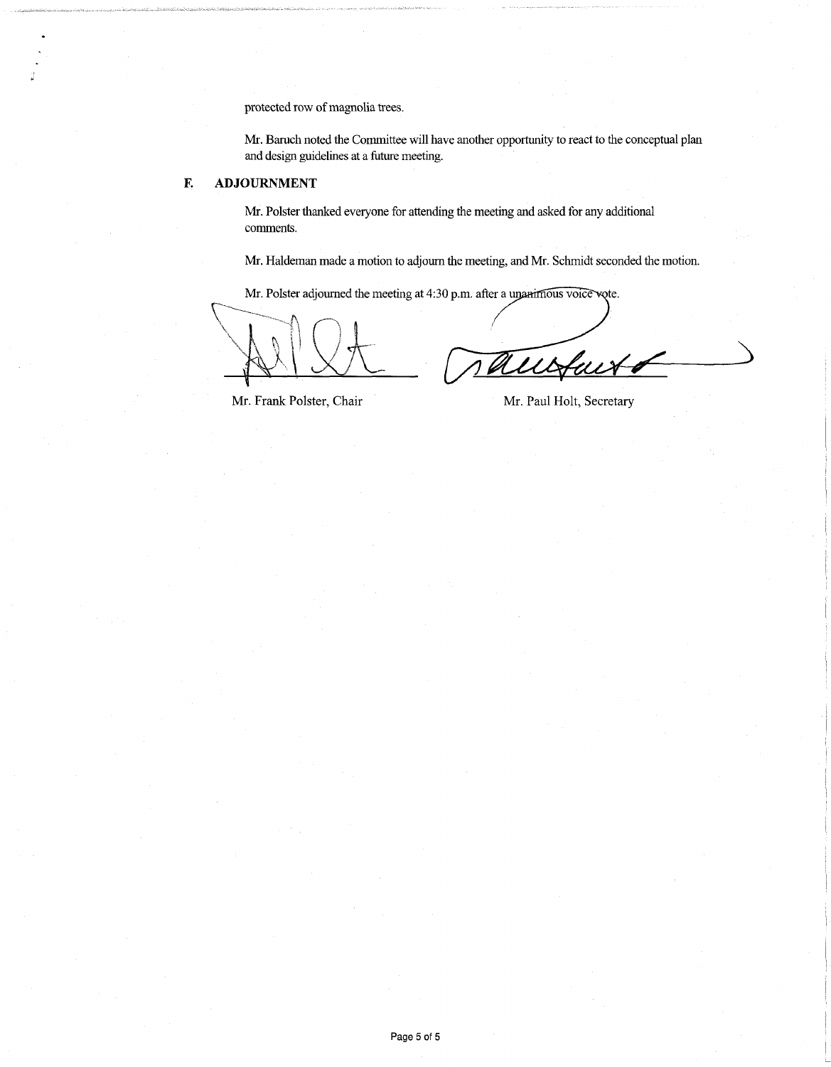protected row of magnolia trees.

Mr. Baruch noted the Committee will have another opportunity to react to the conceptual plan and design guidelines at a future meeting.

## F. ADJOURNMENT

Mr. Polster thanked everyone for attending the meeting and asked for any additional comments.

Mr. Haldeman made a motion to adjourn the meeting, and Mr. Schmidt seconded the motion.

Mr. Polster adjourned the meeting at 4:30 p.m. after a unanimous voice vote.

Mr. Frank Polster, Chair

Mr. Paul Holt, Secretary